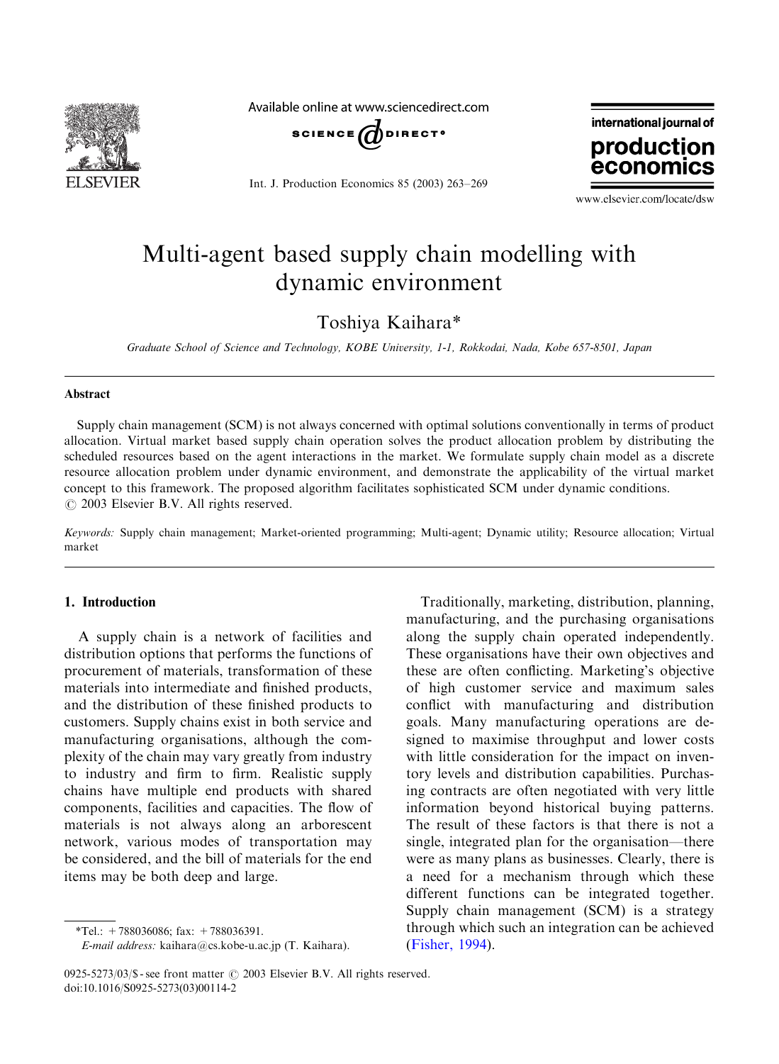# Multi-agent based supply chain modelling with dynamic environment

Toshiya Kaihara*

*Graduate School of Science and Technology, KOBE University, 1-1, Rokkodai, Nada, Kobe 657-8501, Japan*

## Abstract

Supply chain management (SCM) is not always concerned with optimal solutions conventionally in terms of product allocation. Virtual market based supply chain operation solves the product allocation problem by distributing the scheduled resources based on the agent interactions in the market. We formulate supply chain model as a discrete resource allocation problem under dynamic environment, and demonstrate the applicability of the virtual market concept to this framework. The proposed algorithm facilitates sophisticated SCM under dynamic conditions.
© 2003 Elsevier B.V. All rights reserved.

*Keywords:* Supply chain management; Market-oriented programming; Multi-agent; Dynamic utility; Resource allocation; Virtual market

## 1. Introduction

A supply chain is a network of facilities and distribution options that performs the functions of procurement of materials, transformation of these materials into intermediate and finished products, and the distribution of these finished products to customers. Supply chains exist in both service and manufacturing organisations, although the complexity of the chain may vary greatly from industry to industry and firm to firm. Realistic supply chains have multiple end products with shared components, facilities and capacities. The flow of materials is not always along an arborescent network, various modes of transportation may be considered, and the bill of materials for the end items may be both deep and large.

Traditionally, marketing, distribution, planning, manufacturing, and the purchasing organisations along the supply chain operated independently. These organisations have their own objectives and these are often conflicting. Marketing's objective of high customer service and maximum sales conflict with manufacturing and distribution goals. Many manufacturing operations are designed to maximise throughput and lower costs with little consideration for the impact on inventory levels and distribution capabilities. Purchasing contracts are often negotiated with very little information beyond historical buying patterns. The result of these factors is that there is not a single, integrated plan for the organisation—there were as many plans as businesses. Clearly, there is a need for a mechanism through which these different functions can be integrated together. Supply chain management (SCM) is a strategy through which such an integration can be achieved (Fisher, 1994).

*Tel.: +788036086; fax: +788036391.
*E-mail address:* kaihara@cs.kobe-u.ac.jp (T. Kaihara).

0925-5273/03/$ - see front matter © 2003 Elsevier B.V. All rights reserved.
doi:10.1016/S0925-5273(03)00114-2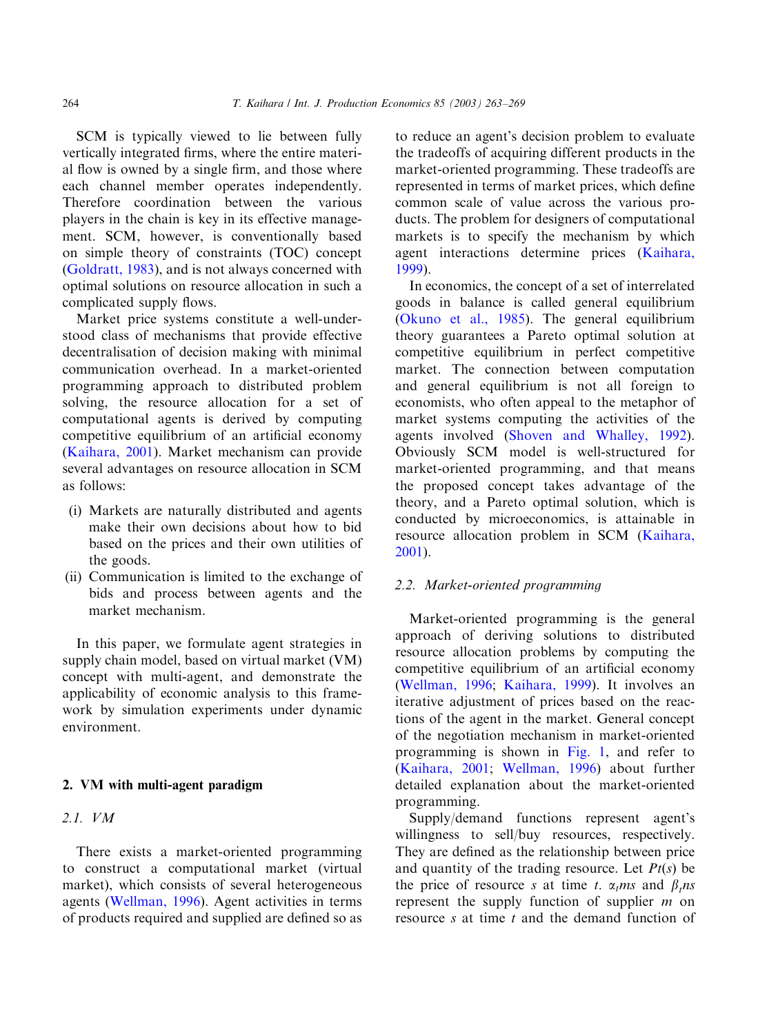SCM is typically viewed to lie between fully vertically integrated firms, where the entire material flow is owned by a single firm, and those where each channel member operates independently. Therefore coordination between the various players in the chain is key in its effective management. SCM, however, is conventionally based on simple theory of constraints (TOC) concept (Goldratt, 1983), and is not always concerned with optimal solutions on resource allocation in such a complicated supply flows.

Market price systems constitute a well-understood class of mechanisms that provide effective decentralisation of decision making with minimal communication overhead. In a market-oriented programming approach to distributed problem solving, the resource allocation for a set of computational agents is derived by computing competitive equilibrium of an artificial economy (Kaihara, 2001). Market mechanism can provide several advantages on resource allocation in SCM as follows:

(i) Markets are naturally distributed and agents make their own decisions about how to bid based on the prices and their own utilities of the goods.
(ii) Communication is limited to the exchange of bids and process between agents and the market mechanism.

In this paper, we formulate agent strategies in supply chain model, based on virtual market (VM) concept with multi-agent, and demonstrate the applicability of economic analysis to this framework by simulation experiments under dynamic environment.

## 2. VM with multi-agent paradigm

### 2.1. VM

There exists a market-oriented programming to construct a computational market (virtual market), which consists of several heterogeneous agents (Wellman, 1996). Agent activities in terms of products required and supplied are defined so as to reduce an agent's decision problem to evaluate the tradeoffs of acquiring different products in the market-oriented programming. These tradeoffs are represented in terms of market prices, which define common scale of value across the various products. The problem for designers of computational markets is to specify the mechanism by which agent interactions determine prices (Kaihara, 1999).

In economics, the concept of a set of interrelated goods in balance is called general equilibrium (Okuno et al., 1985). The general equilibrium theory guarantees a Pareto optimal solution at competitive equilibrium in perfect competitive market. The connection between computation and general equilibrium is not all foreign to economists, who often appeal to the metaphor of market systems computing the activities of the agents involved (Shoven and Whalley, 1992). Obviously SCM model is well-structured for market-oriented programming, and that means the proposed concept takes advantage of the theory, and a Pareto optimal solution, which is conducted by microeconomics, is attainable in resource allocation problem in SCM (Kaihara, 2001).

### 2.2. Market-oriented programming

Market-oriented programming is the general approach of deriving solutions to distributed resource allocation problems by computing the competitive equilibrium of an artificial economy (Wellman, 1996; Kaihara, 1999). It involves an iterative adjustment of prices based on the reactions of the agent in the market. General concept of the negotiation mechanism in market-oriented programming is shown in Fig. 1, and refer to (Kaihara, 2001; Wellman, 1996) about further detailed explanation about the market-oriented programming.

Supply/demand functions represent agent's willingness to sell/buy resources, respectively. They are defined as the relationship between price and quantity of the trading resource. Let $Pt(s)$ be the price of resource $s$ at time $t$. $\alpha_t ms$ and $\beta_t ns$ represent the supply function of supplier $m$ on resource $s$ at time $t$ and the demand function of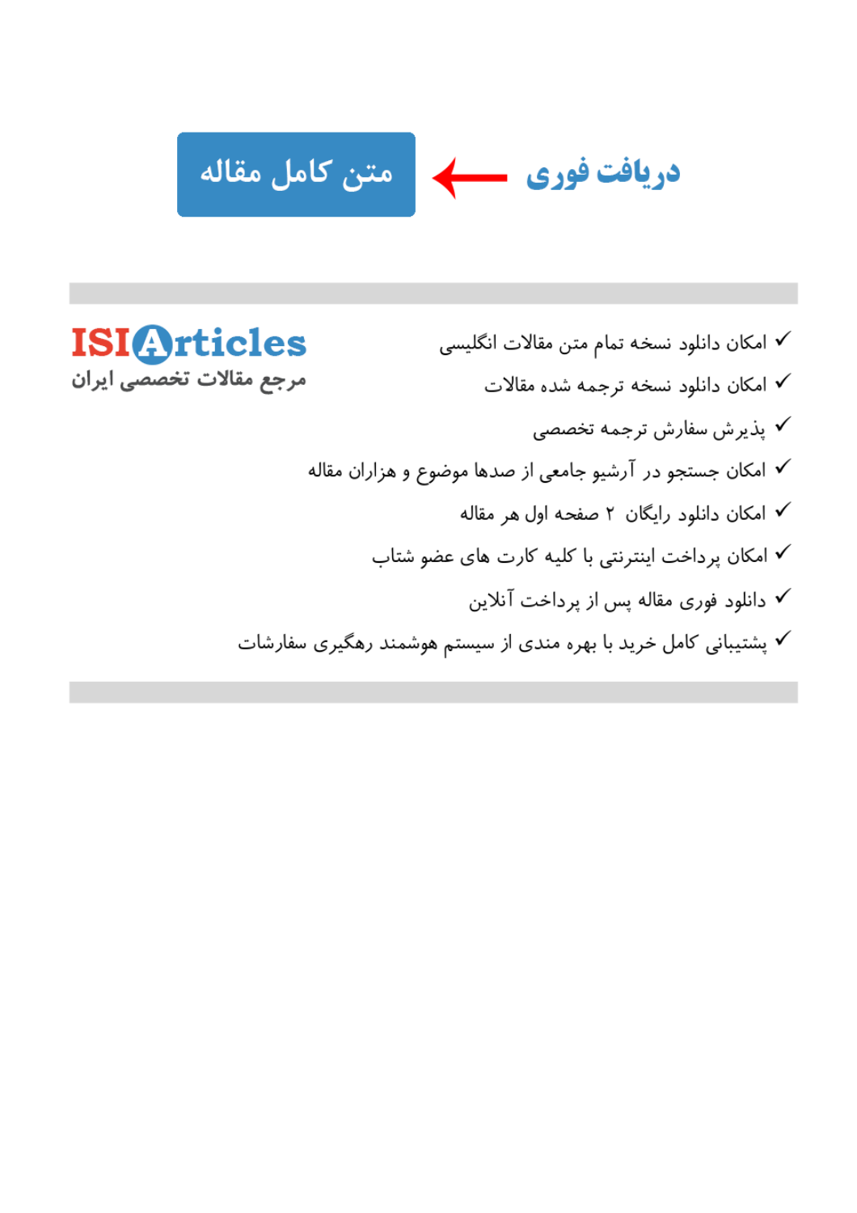دریافت فوری ← **متن کامل مقاله**

**ISIArticles**
مرجع مقالات تخصصی ایران

- ✓ امکان دانلود نسخه تمام متن مقالات انگلیسی
- ✓ امکان دانلود نسخه ترجمه شده مقالات
- ✓ پذیرش سفارش ترجمه تخصصی
- ✓ امکان جستجو در آرشیو جامعی از صدها موضوع و هزاران مقاله
- ✓ امکان دانلود رایگان ۲ صفحه اول هر مقاله
- ✓ امکان پرداخت اینترنتی با کلیه کارت های عضو شتاب
- ✓ دانلود فوری مقاله پس از پرداخت آنلاین
- ✓ پشتیبانی کامل خرید با بهره مندی از سیستم هوشمند رهگیری سفارشات